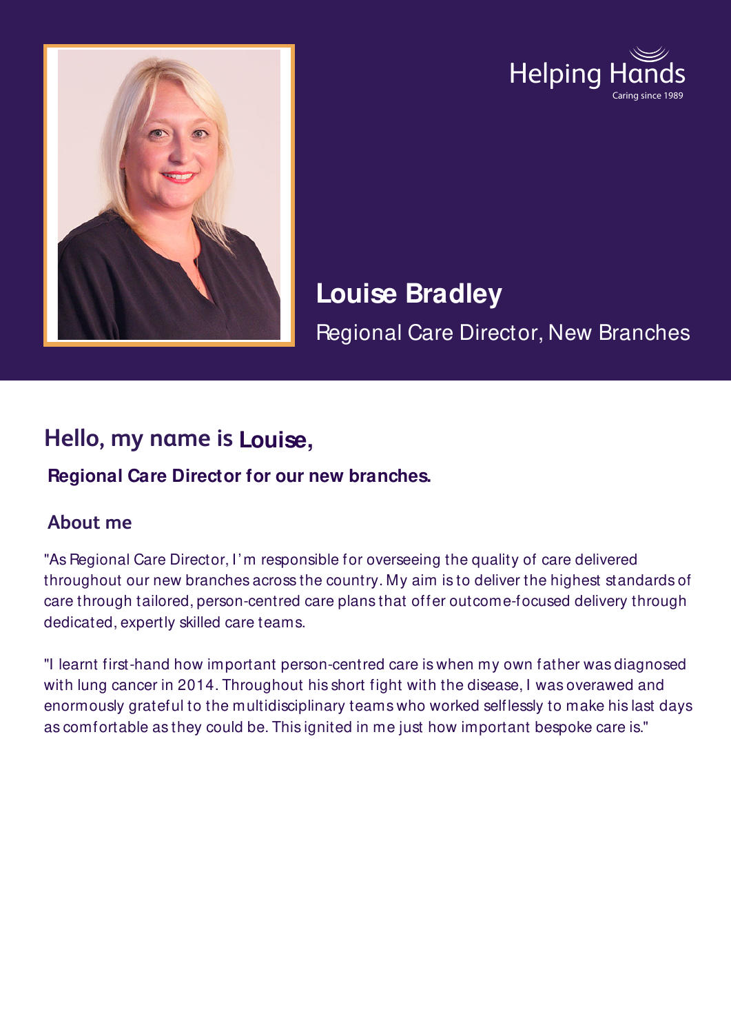Helping Hands
Caring since 1989

# Louise Bradley

Regional Care Director, New Branches

## Hello, my name is Louise,

**Regional Care Director for our new branches.**

### About me

"As Regional Care Director, I'm responsible for overseeing the quality of care delivered throughout our new branches across the country. My aim is to deliver the highest standards of care through tailored, person-centred care plans that offer outcome-focused delivery through dedicated, expertly skilled care teams.

"I learnt first-hand how important person-centred care is when my own father was diagnosed with lung cancer in 2014. Throughout his short fight with the disease, I was overawed and enormously grateful to the multidisciplinary teams who worked selflessly to make his last days as comfortable as they could be. This ignited in me just how important bespoke care is."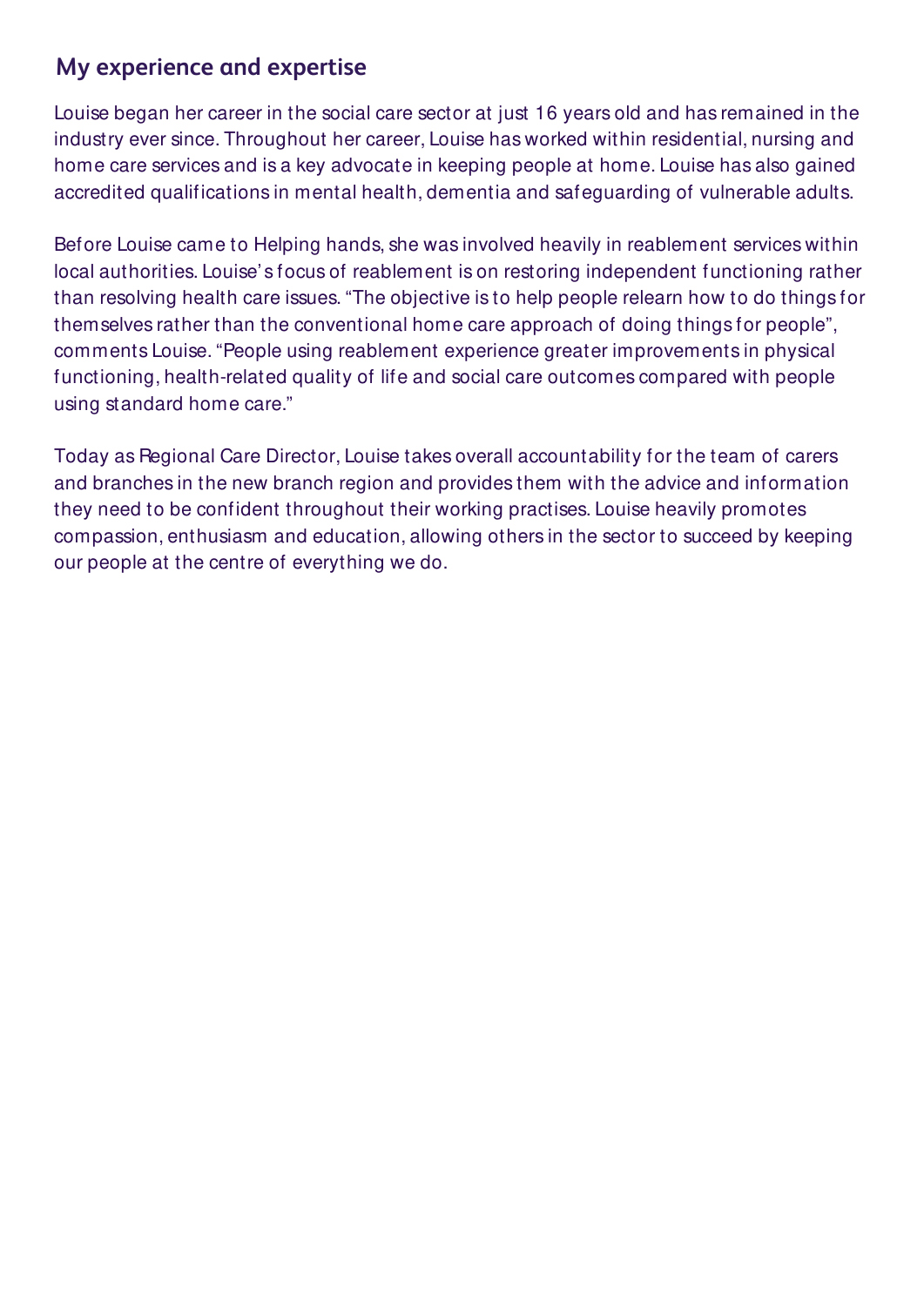## My experience and expertise

Louise began her career in the social care sector at just 16 years old and has remained in the industry ever since. Throughout her career, Louise has worked within residential, nursing and home care services and is a key advocate in keeping people at home. Louise has also gained accredited qualifications in mental health, dementia and safeguarding of vulnerable adults.

Before Louise came to Helping hands, she was involved heavily in reablement services within local authorities. Louise's focus of reablement is on restoring independent functioning rather than resolving health care issues. "The objective is to help people relearn how to do things for themselves rather than the conventional home care approach of doing things for people", comments Louise. "People using reablement experience greater improvements in physical functioning, health-related quality of life and social care outcomes compared with people using standard home care."

Today as Regional Care Director, Louise takes overall accountability for the team of carers and branches in the new branch region and provides them with the advice and information they need to be confident throughout their working practises. Louise heavily promotes compassion, enthusiasm and education, allowing others in the sector to succeed by keeping our people at the centre of everything we do.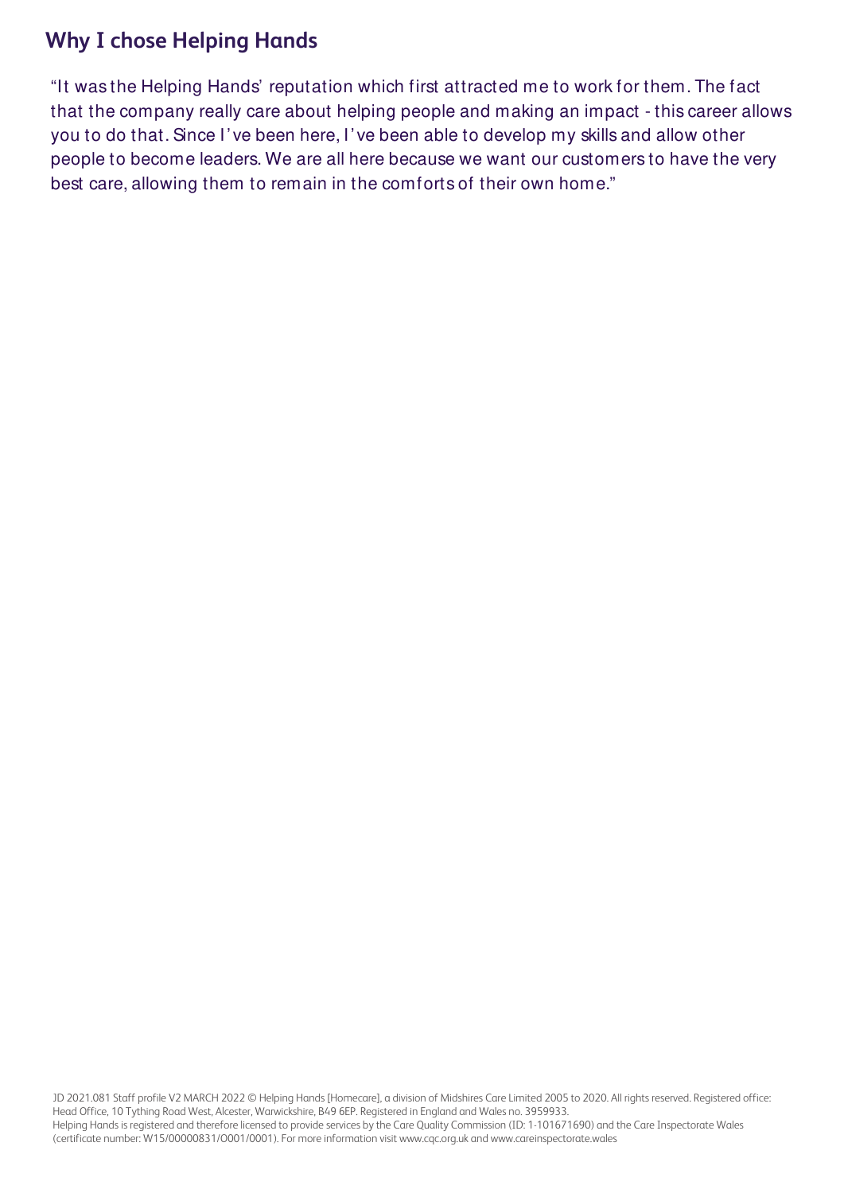## Why I chose Helping Hands

"It was the Helping Hands' reputation which first attracted me to work for them. The fact that the company really care about helping people and making an impact - this career allows you to do that. Since I've been here, I've been able to develop my skills and allow other people to become leaders. We are all here because we want our customers to have the very best care, allowing them to remain in the comforts of their own home."